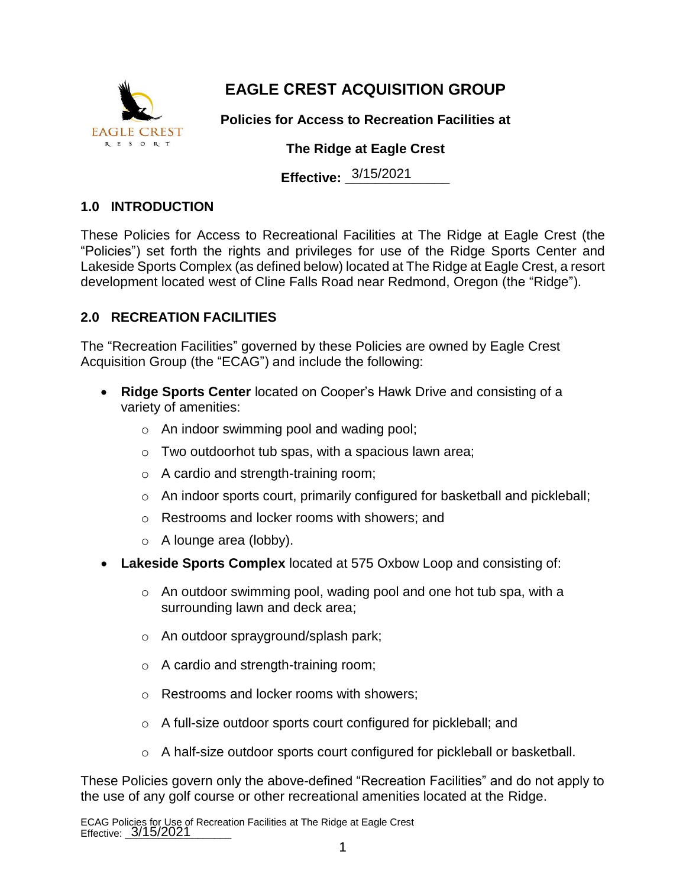# EAGLE CREST ACQUISITION GROUP

**Policies for Access to Recreation Facilities at**

**The Ridge at Eagle Crest**

**Effective:** 3/15/2021

## 1.0 INTRODUCTION

These Policies for Access to Recreational Facilities at The Ridge at Eagle Crest (the "Policies") set forth the rights and privileges for use of the Ridge Sports Center and Lakeside Sports Complex (as defined below) located at The Ridge at Eagle Crest, a resort development located west of Cline Falls Road near Redmond, Oregon (the "Ridge").

## 2.0 RECREATION FACILITIES

The "Recreation Facilities" governed by these Policies are owned by Eagle Crest Acquisition Group (the "ECAG") and include the following:

- **Ridge Sports Center** located on Cooper's Hawk Drive and consisting of a variety of amenities:
  - An indoor swimming pool and wading pool;
  - Two outdoorhot tub spas, with a spacious lawn area;
  - A cardio and strength-training room;
  - An indoor sports court, primarily configured for basketball and pickleball;
  - Restrooms and locker rooms with showers; and
  - A lounge area (lobby).
- **Lakeside Sports Complex** located at 575 Oxbow Loop and consisting of:
  - An outdoor swimming pool, wading pool and one hot tub spa, with a surrounding lawn and deck area;
  - An outdoor sprayground/splash park;
  - A cardio and strength-training room;
  - Restrooms and locker rooms with showers;
  - A full-size outdoor sports court configured for pickleball; and
  - A half-size outdoor sports court configured for pickleball or basketball.

These Policies govern only the above-defined "Recreation Facilities" and do not apply to the use of any golf course or other recreational amenities located at the Ridge.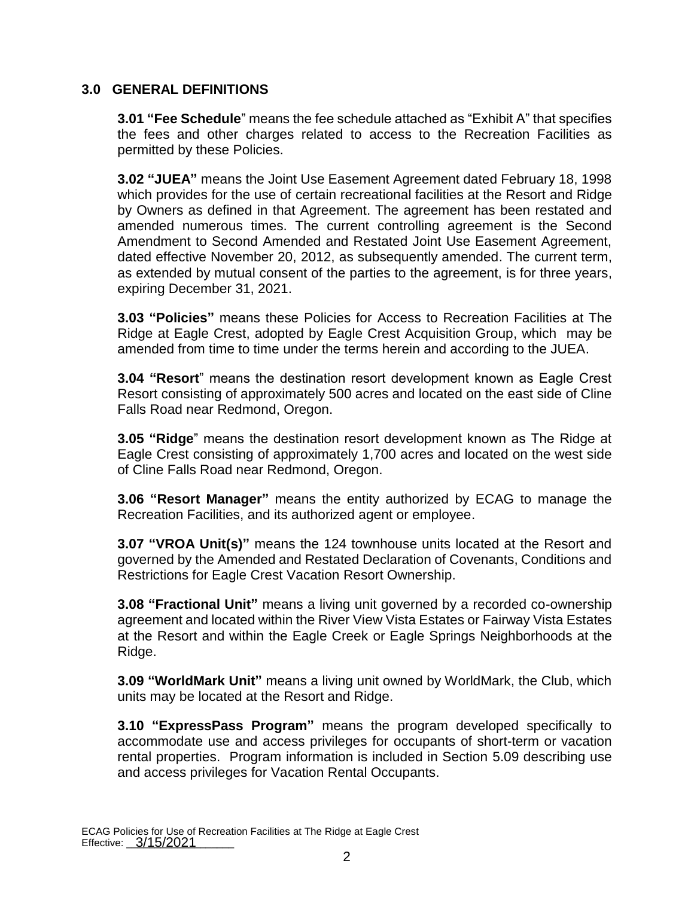## 3.0 GENERAL DEFINITIONS

**3.01 "Fee Schedule"** means the fee schedule attached as "Exhibit A" that specifies the fees and other charges related to access to the Recreation Facilities as permitted by these Policies.

**3.02 "JUEA"** means the Joint Use Easement Agreement dated February 18, 1998 which provides for the use of certain recreational facilities at the Resort and Ridge by Owners as defined in that Agreement. The agreement has been restated and amended numerous times. The current controlling agreement is the Second Amendment to Second Amended and Restated Joint Use Easement Agreement, dated effective November 20, 2012, as subsequently amended. The current term, as extended by mutual consent of the parties to the agreement, is for three years, expiring December 31, 2021.

**3.03 "Policies"** means these Policies for Access to Recreation Facilities at The Ridge at Eagle Crest, adopted by Eagle Crest Acquisition Group, which may be amended from time to time under the terms herein and according to the JUEA.

**3.04 "Resort"** means the destination resort development known as Eagle Crest Resort consisting of approximately 500 acres and located on the east side of Cline Falls Road near Redmond, Oregon.

**3.05 "Ridge"** means the destination resort development known as The Ridge at Eagle Crest consisting of approximately 1,700 acres and located on the west side of Cline Falls Road near Redmond, Oregon.

**3.06 "Resort Manager"** means the entity authorized by ECAG to manage the Recreation Facilities, and its authorized agent or employee.

**3.07 "VROA Unit(s)"** means the 124 townhouse units located at the Resort and governed by the Amended and Restated Declaration of Covenants, Conditions and Restrictions for Eagle Crest Vacation Resort Ownership.

**3.08 "Fractional Unit"** means a living unit governed by a recorded co-ownership agreement and located within the River View Vista Estates or Fairway Vista Estates at the Resort and within the Eagle Creek or Eagle Springs Neighborhoods at the Ridge.

**3.09 "WorldMark Unit"** means a living unit owned by WorldMark, the Club, which units may be located at the Resort and Ridge.

**3.10 "ExpressPass Program"** means the program developed specifically to accommodate use and access privileges for occupants of short-term or vacation rental properties. Program information is included in Section 5.09 describing use and access privileges for Vacation Rental Occupants.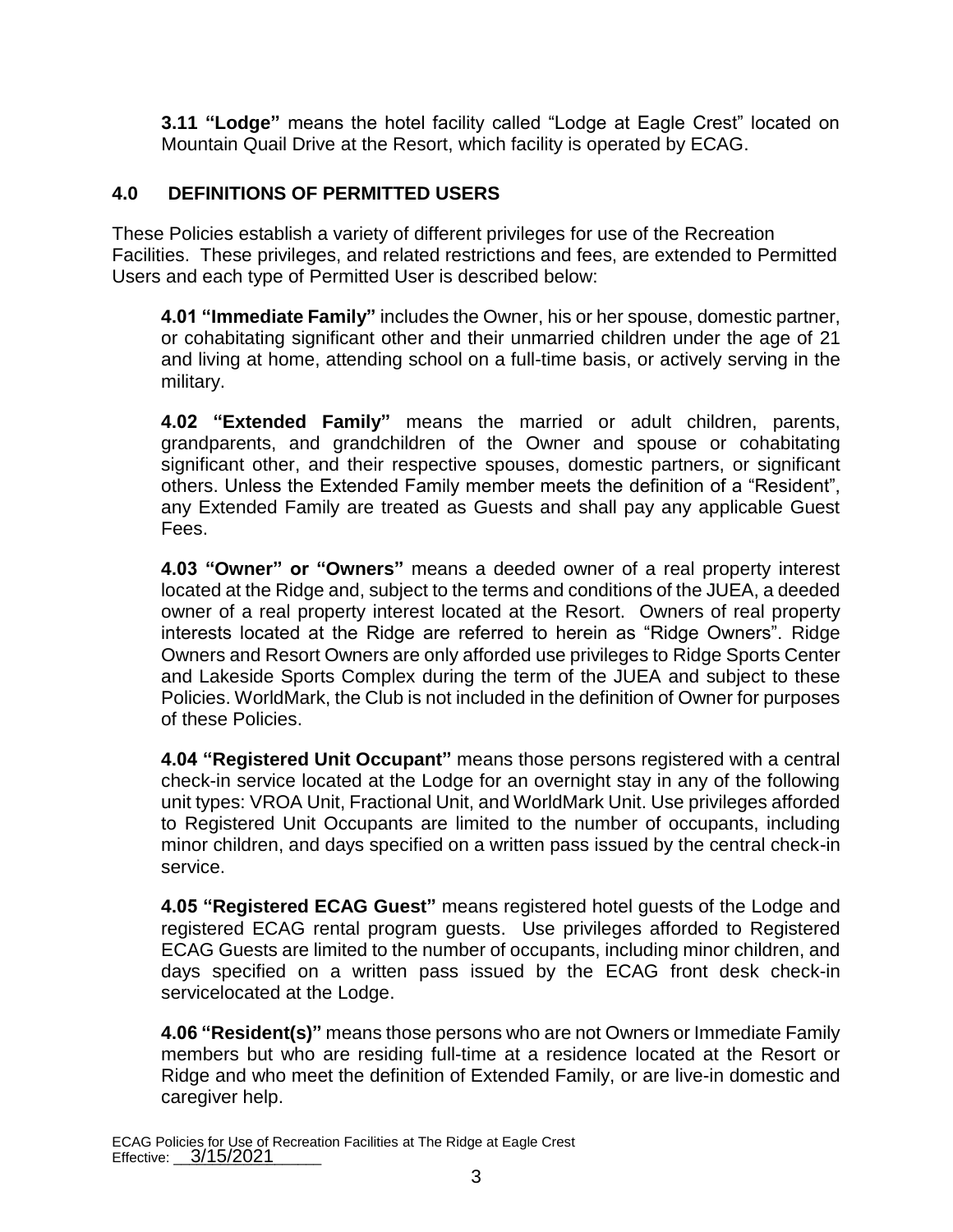**3.11 "Lodge"** means the hotel facility called "Lodge at Eagle Crest" located on Mountain Quail Drive at the Resort, which facility is operated by ECAG.

## 4.0 DEFINITIONS OF PERMITTED USERS

These Policies establish a variety of different privileges for use of the Recreation Facilities. These privileges, and related restrictions and fees, are extended to Permitted Users and each type of Permitted User is described below:

**4.01 "Immediate Family"** includes the Owner, his or her spouse, domestic partner, or cohabitating significant other and their unmarried children under the age of 21 and living at home, attending school on a full-time basis, or actively serving in the military.

**4.02 "Extended Family"** means the married or adult children, parents, grandparents, and grandchildren of the Owner and spouse or cohabitating significant other, and their respective spouses, domestic partners, or significant others. Unless the Extended Family member meets the definition of a "Resident", any Extended Family are treated as Guests and shall pay any applicable Guest Fees.

**4.03 "Owner" or "Owners"** means a deeded owner of a real property interest located at the Ridge and, subject to the terms and conditions of the JUEA, a deeded owner of a real property interest located at the Resort. Owners of real property interests located at the Ridge are referred to herein as "Ridge Owners". Ridge Owners and Resort Owners are only afforded use privileges to Ridge Sports Center and Lakeside Sports Complex during the term of the JUEA and subject to these Policies. WorldMark, the Club is not included in the definition of Owner for purposes of these Policies.

**4.04 "Registered Unit Occupant"** means those persons registered with a central check-in service located at the Lodge for an overnight stay in any of the following unit types: VROA Unit, Fractional Unit, and WorldMark Unit. Use privileges afforded to Registered Unit Occupants are limited to the number of occupants, including minor children, and days specified on a written pass issued by the central check-in service.

**4.05 "Registered ECAG Guest"** means registered hotel guests of the Lodge and registered ECAG rental program guests. Use privileges afforded to Registered ECAG Guests are limited to the number of occupants, including minor children, and days specified on a written pass issued by the ECAG front desk check-in servicelocated at the Lodge.

**4.06 "Resident(s)"** means those persons who are not Owners or Immediate Family members but who are residing full-time at a residence located at the Resort or Ridge and who meet the definition of Extended Family, or are live-in domestic and caregiver help.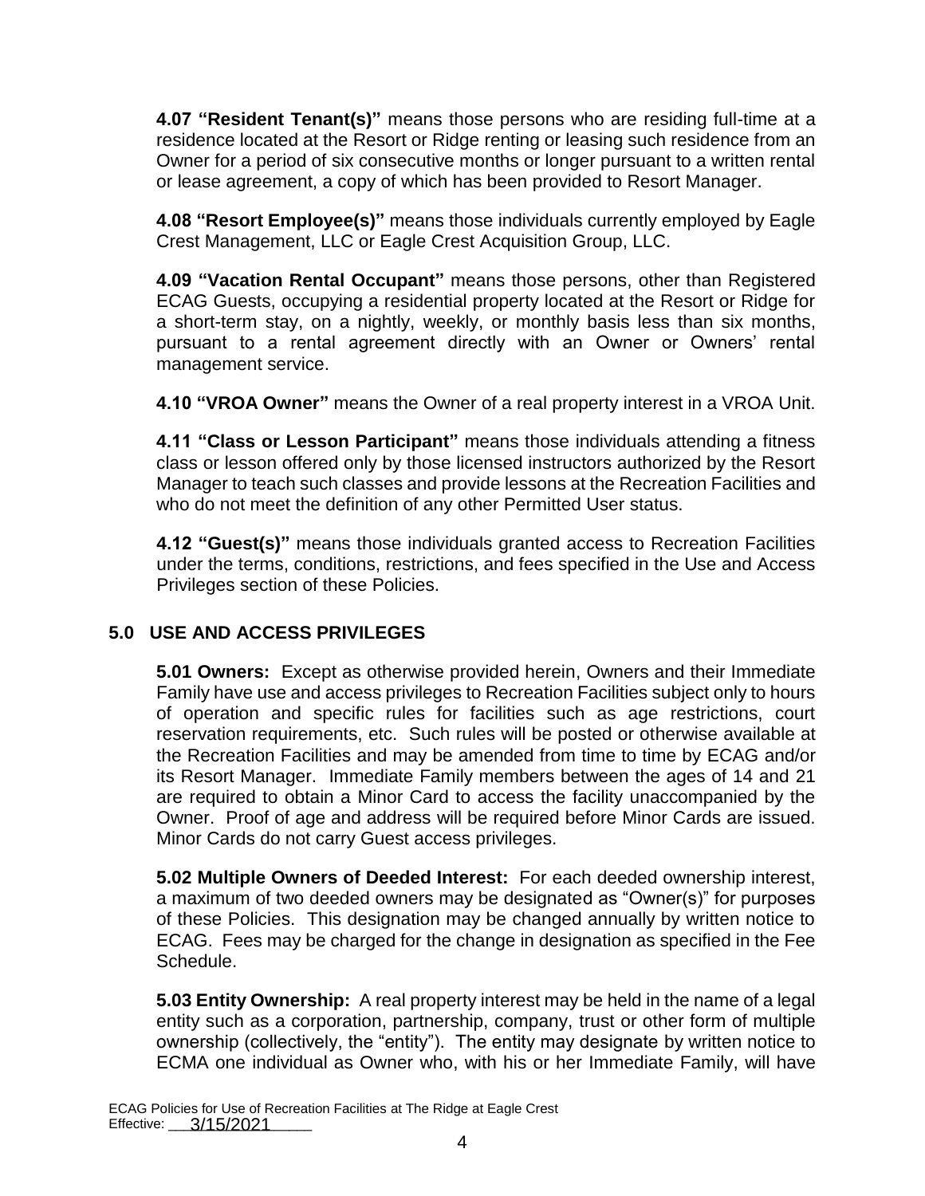**4.07 "Resident Tenant(s)"** means those persons who are residing full-time at a residence located at the Resort or Ridge renting or leasing such residence from an Owner for a period of six consecutive months or longer pursuant to a written rental or lease agreement, a copy of which has been provided to Resort Manager.

**4.08 "Resort Employee(s)"** means those individuals currently employed by Eagle Crest Management, LLC or Eagle Crest Acquisition Group, LLC.

**4.09 "Vacation Rental Occupant"** means those persons, other than Registered ECAG Guests, occupying a residential property located at the Resort or Ridge for a short-term stay, on a nightly, weekly, or monthly basis less than six months, pursuant to a rental agreement directly with an Owner or Owners' rental management service.

**4.10 "VROA Owner"** means the Owner of a real property interest in a VROA Unit.

**4.11 "Class or Lesson Participant"** means those individuals attending a fitness class or lesson offered only by those licensed instructors authorized by the Resort Manager to teach such classes and provide lessons at the Recreation Facilities and who do not meet the definition of any other Permitted User status.

**4.12 "Guest(s)"** means those individuals granted access to Recreation Facilities under the terms, conditions, restrictions, and fees specified in the Use and Access Privileges section of these Policies.

## 5.0 USE AND ACCESS PRIVILEGES

**5.01 Owners:** Except as otherwise provided herein, Owners and their Immediate Family have use and access privileges to Recreation Facilities subject only to hours of operation and specific rules for facilities such as age restrictions, court reservation requirements, etc. Such rules will be posted or otherwise available at the Recreation Facilities and may be amended from time to time by ECAG and/or its Resort Manager. Immediate Family members between the ages of 14 and 21 are required to obtain a Minor Card to access the facility unaccompanied by the Owner. Proof of age and address will be required before Minor Cards are issued. Minor Cards do not carry Guest access privileges.

**5.02 Multiple Owners of Deeded Interest:** For each deeded ownership interest, a maximum of two deeded owners may be designated as "Owner(s)" for purposes of these Policies. This designation may be changed annually by written notice to ECAG. Fees may be charged for the change in designation as specified in the Fee Schedule.

**5.03 Entity Ownership:** A real property interest may be held in the name of a legal entity such as a corporation, partnership, company, trust or other form of multiple ownership (collectively, the "entity"). The entity may designate by written notice to ECMA one individual as Owner who, with his or her Immediate Family, will have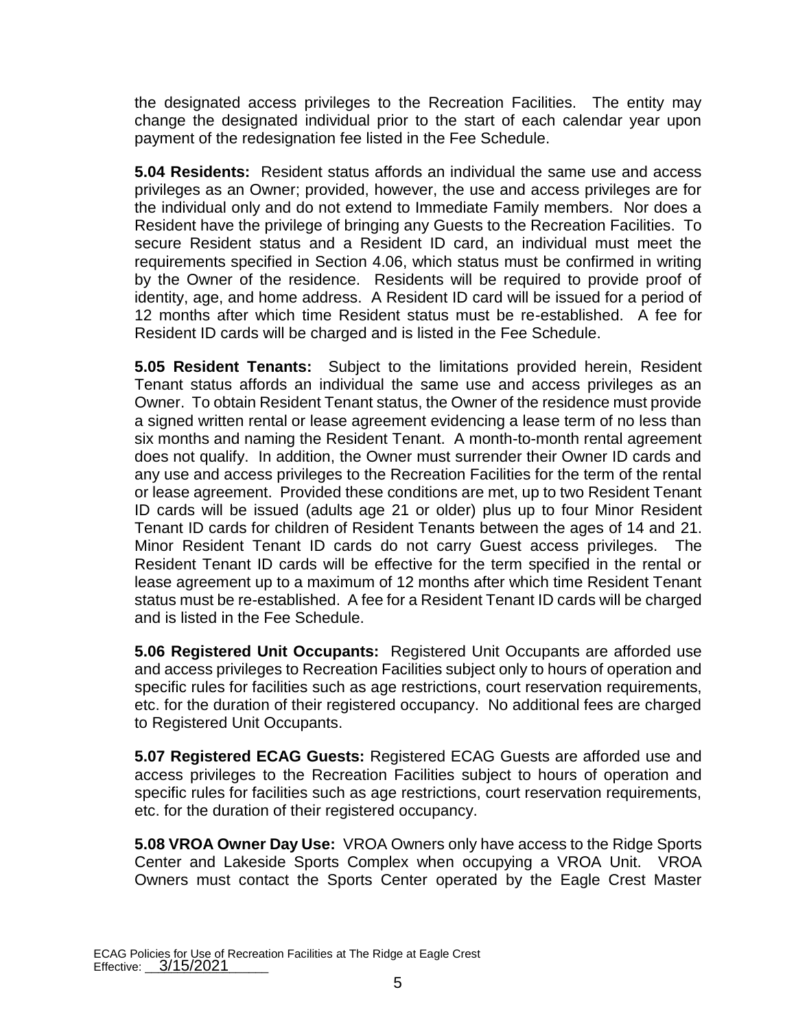the designated access privileges to the Recreation Facilities. The entity may change the designated individual prior to the start of each calendar year upon payment of the redesignation fee listed in the Fee Schedule.

**5.04 Residents:** Resident status affords an individual the same use and access privileges as an Owner; provided, however, the use and access privileges are for the individual only and do not extend to Immediate Family members. Nor does a Resident have the privilege of bringing any Guests to the Recreation Facilities. To secure Resident status and a Resident ID card, an individual must meet the requirements specified in Section 4.06, which status must be confirmed in writing by the Owner of the residence. Residents will be required to provide proof of identity, age, and home address. A Resident ID card will be issued for a period of 12 months after which time Resident status must be re-established. A fee for Resident ID cards will be charged and is listed in the Fee Schedule.

**5.05 Resident Tenants:** Subject to the limitations provided herein, Resident Tenant status affords an individual the same use and access privileges as an Owner. To obtain Resident Tenant status, the Owner of the residence must provide a signed written rental or lease agreement evidencing a lease term of no less than six months and naming the Resident Tenant. A month-to-month rental agreement does not qualify. In addition, the Owner must surrender their Owner ID cards and any use and access privileges to the Recreation Facilities for the term of the rental or lease agreement. Provided these conditions are met, up to two Resident Tenant ID cards will be issued (adults age 21 or older) plus up to four Minor Resident Tenant ID cards for children of Resident Tenants between the ages of 14 and 21. Minor Resident Tenant ID cards do not carry Guest access privileges. The Resident Tenant ID cards will be effective for the term specified in the rental or lease agreement up to a maximum of 12 months after which time Resident Tenant status must be re-established. A fee for a Resident Tenant ID cards will be charged and is listed in the Fee Schedule.

**5.06 Registered Unit Occupants:** Registered Unit Occupants are afforded use and access privileges to Recreation Facilities subject only to hours of operation and specific rules for facilities such as age restrictions, court reservation requirements, etc. for the duration of their registered occupancy. No additional fees are charged to Registered Unit Occupants.

**5.07 Registered ECAG Guests:** Registered ECAG Guests are afforded use and access privileges to the Recreation Facilities subject to hours of operation and specific rules for facilities such as age restrictions, court reservation requirements, etc. for the duration of their registered occupancy.

**5.08 VROA Owner Day Use:** VROA Owners only have access to the Ridge Sports Center and Lakeside Sports Complex when occupying a VROA Unit. VROA Owners must contact the Sports Center operated by the Eagle Crest Master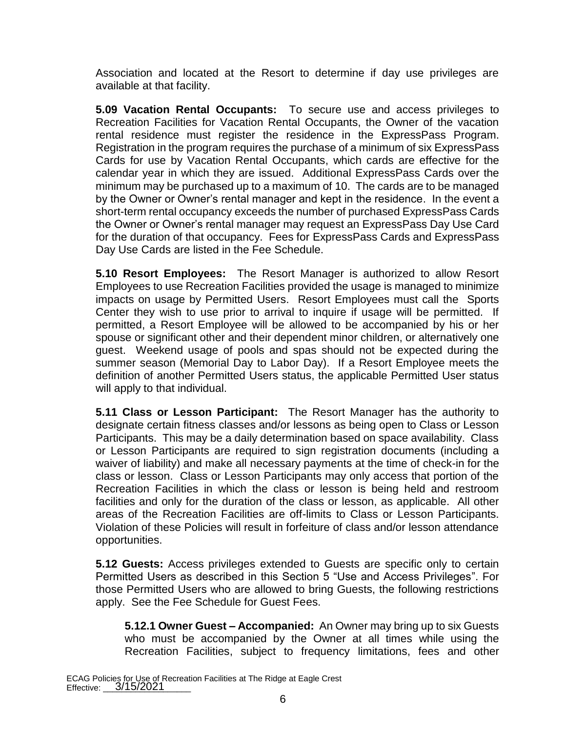Association and located at the Resort to determine if day use privileges are available at that facility.

**5.09 Vacation Rental Occupants:** To secure use and access privileges to Recreation Facilities for Vacation Rental Occupants, the Owner of the vacation rental residence must register the residence in the ExpressPass Program. Registration in the program requires the purchase of a minimum of six ExpressPass Cards for use by Vacation Rental Occupants, which cards are effective for the calendar year in which they are issued. Additional ExpressPass Cards over the minimum may be purchased up to a maximum of 10. The cards are to be managed by the Owner or Owner's rental manager and kept in the residence. In the event a short-term rental occupancy exceeds the number of purchased ExpressPass Cards the Owner or Owner's rental manager may request an ExpressPass Day Use Card for the duration of that occupancy. Fees for ExpressPass Cards and ExpressPass Day Use Cards are listed in the Fee Schedule.

**5.10 Resort Employees:** The Resort Manager is authorized to allow Resort Employees to use Recreation Facilities provided the usage is managed to minimize impacts on usage by Permitted Users. Resort Employees must call the Sports Center they wish to use prior to arrival to inquire if usage will be permitted. If permitted, a Resort Employee will be allowed to be accompanied by his or her spouse or significant other and their dependent minor children, or alternatively one guest. Weekend usage of pools and spas should not be expected during the summer season (Memorial Day to Labor Day). If a Resort Employee meets the definition of another Permitted Users status, the applicable Permitted User status will apply to that individual.

**5.11 Class or Lesson Participant:** The Resort Manager has the authority to designate certain fitness classes and/or lessons as being open to Class or Lesson Participants. This may be a daily determination based on space availability. Class or Lesson Participants are required to sign registration documents (including a waiver of liability) and make all necessary payments at the time of check-in for the class or lesson. Class or Lesson Participants may only access that portion of the Recreation Facilities in which the class or lesson is being held and restroom facilities and only for the duration of the class or lesson, as applicable. All other areas of the Recreation Facilities are off-limits to Class or Lesson Participants. Violation of these Policies will result in forfeiture of class and/or lesson attendance opportunities.

**5.12 Guests:** Access privileges extended to Guests are specific only to certain Permitted Users as described in this Section 5 "Use and Access Privileges". For those Permitted Users who are allowed to bring Guests, the following restrictions apply. See the Fee Schedule for Guest Fees.

**5.12.1 Owner Guest – Accompanied:** An Owner may bring up to six Guests who must be accompanied by the Owner at all times while using the Recreation Facilities, subject to frequency limitations, fees and other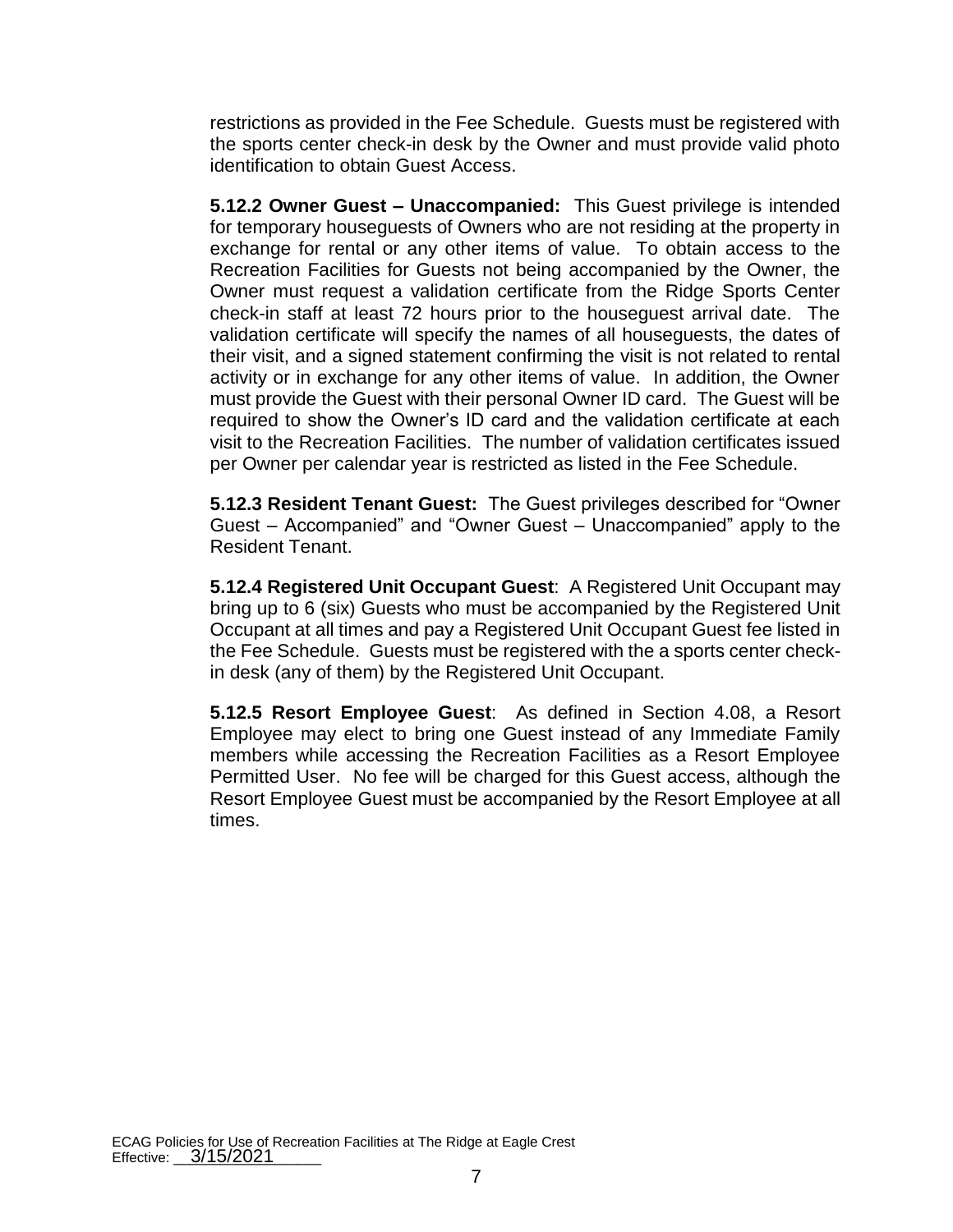restrictions as provided in the Fee Schedule. Guests must be registered with the sports center check-in desk by the Owner and must provide valid photo identification to obtain Guest Access.

**5.12.2 Owner Guest – Unaccompanied:** This Guest privilege is intended for temporary houseguests of Owners who are not residing at the property in exchange for rental or any other items of value. To obtain access to the Recreation Facilities for Guests not being accompanied by the Owner, the Owner must request a validation certificate from the Ridge Sports Center check-in staff at least 72 hours prior to the houseguest arrival date. The validation certificate will specify the names of all houseguests, the dates of their visit, and a signed statement confirming the visit is not related to rental activity or in exchange for any other items of value. In addition, the Owner must provide the Guest with their personal Owner ID card. The Guest will be required to show the Owner's ID card and the validation certificate at each visit to the Recreation Facilities. The number of validation certificates issued per Owner per calendar year is restricted as listed in the Fee Schedule.

**5.12.3 Resident Tenant Guest:** The Guest privileges described for "Owner Guest – Accompanied" and "Owner Guest – Unaccompanied" apply to the Resident Tenant.

**5.12.4 Registered Unit Occupant Guest**: A Registered Unit Occupant may bring up to 6 (six) Guests who must be accompanied by the Registered Unit Occupant at all times and pay a Registered Unit Occupant Guest fee listed in the Fee Schedule. Guests must be registered with the a sports center check-in desk (any of them) by the Registered Unit Occupant.

**5.12.5 Resort Employee Guest**: As defined in Section 4.08, a Resort Employee may elect to bring one Guest instead of any Immediate Family members while accessing the Recreation Facilities as a Resort Employee Permitted User. No fee will be charged for this Guest access, although the Resort Employee Guest must be accompanied by the Resort Employee at all times.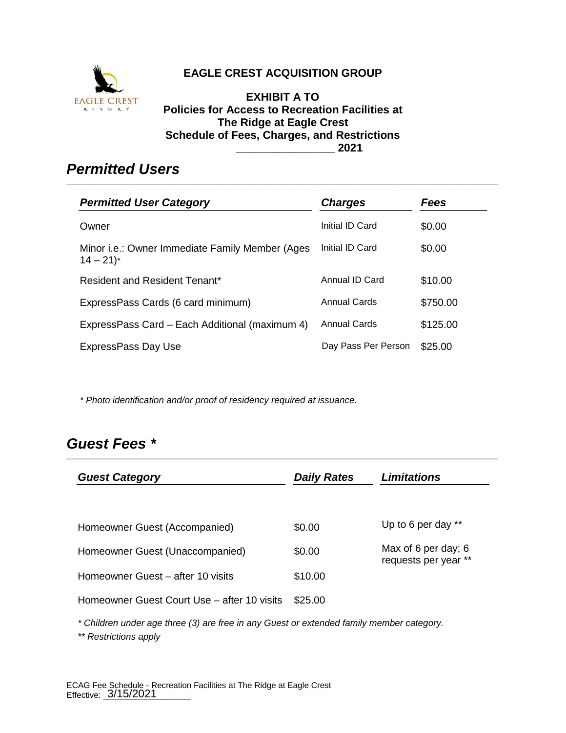**EAGLE CREST ACQUISITION GROUP**

**EXHIBIT A TO**
**Policies for Access to Recreation Facilities at**
**The Ridge at Eagle Crest**
**Schedule of Fees, Charges, and Restrictions**
**_______________ 2021**

## *Permitted Users*

| ***Permitted User Category*** | ***Charges*** | ***Fees*** |
| --- | --- | --- |
| Owner | Initial ID Card | $0.00 |
| Minor i.e.: Owner Immediate Family Member (Ages 14 – 21)* | Initial ID Card | $0.00 |
| Resident and Resident Tenant* | Annual ID Card | $10.00 |
| ExpressPass Cards (6 card minimum) | Annual Cards | $750.00 |
| ExpressPass Card – Each Additional (maximum 4) | Annual Cards | $125.00 |
| ExpressPass Day Use | Day Pass Per Person | $25.00 |

*\* Photo identification and/or proof of residency required at issuance.*

## *Guest Fees \**

| ***Guest Category*** | ***Daily Rates*** | ***Limitations*** |
| --- | --- | --- |
| Homeowner Guest (Accompanied) | $0.00 | Up to 6 per day ** |
| Homeowner Guest (Unaccompanied) | $0.00 | Max of 6 per day; 6 requests per year ** |
| Homeowner Guest – after 10 visits | $10.00 | |
| Homeowner Guest Court Use – after 10 visits | $25.00 | |

*\* Children under age three (3) are free in any Guest or extended family member category.*

*\*\* Restrictions apply*

ECAG Fee Schedule - Recreation Facilities at The Ridge at Eagle Crest
Effective: 3/15/2021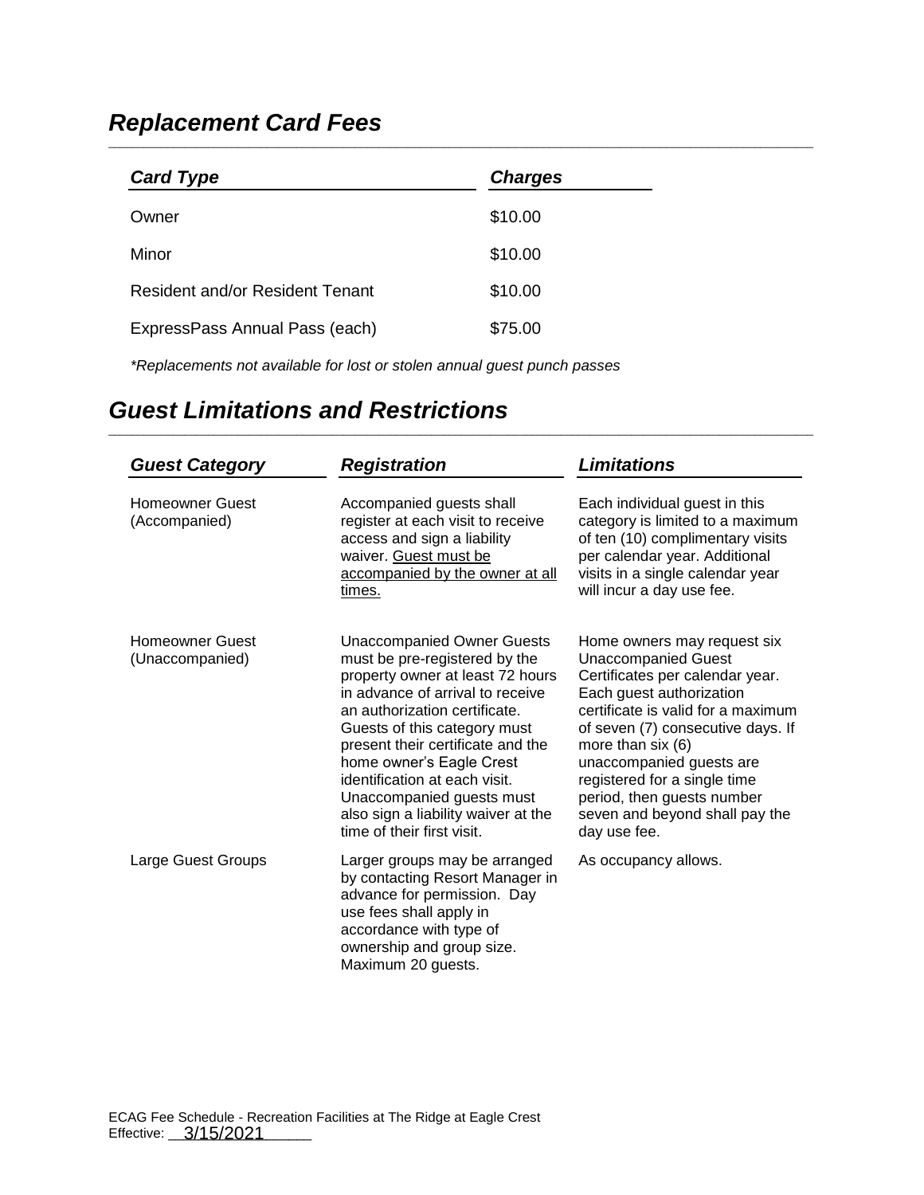## *Replacement Card Fees*

| ***Card Type*** | ***Charges*** |
|---|---|
| Owner | \$10.00 |
| Minor | \$10.00 |
| Resident and/or Resident Tenant | \$10.00 |
| ExpressPass Annual Pass (each) | \$75.00 |

**Replacements not available for lost or stolen annual guest punch passes*

## *Guest Limitations and Restrictions*

| ***Guest Category*** | ***Registration*** | ***Limitations*** |
|---|---|---|
| Homeowner Guest (Accompanied) | Accompanied guests shall register at each visit to receive access and sign a liability waiver. <u>Guest must be accompanied by the owner at all times.</u> | Each individual guest in this category is limited to a maximum of ten (10) complimentary visits per calendar year. Additional visits in a single calendar year will incur a day use fee. |
| Homeowner Guest (Unaccompanied) | Unaccompanied Owner Guests must be pre-registered by the property owner at least 72 hours in advance of arrival to receive an authorization certificate. Guests of this category must present their certificate and the home owner's Eagle Crest identification at each visit. Unaccompanied guests must also sign a liability waiver at the time of their first visit. | Home owners may request six Unaccompanied Guest Certificates per calendar year. Each guest authorization certificate is valid for a maximum of seven (7) consecutive days. If more than six (6) unaccompanied guests are registered for a single time period, then guests number seven and beyond shall pay the day use fee. |
| Large Guest Groups | Larger groups may be arranged by contacting Resort Manager in advance for permission. Day use fees shall apply in accordance with type of ownership and group size. Maximum 20 guests. | As occupancy allows. |